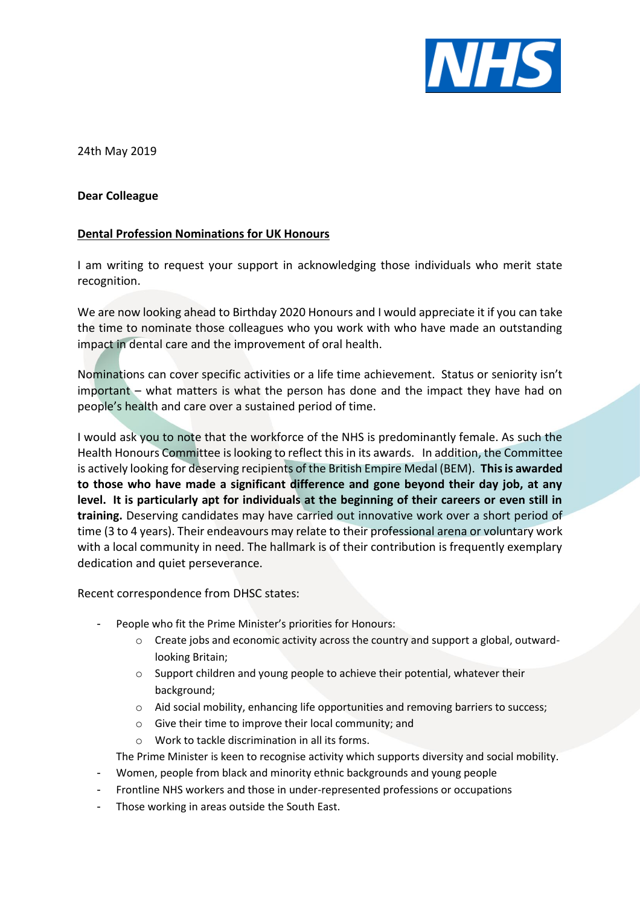24th May 2019

**Dear Colleague**

**Dental Profession Nominations for UK Honours**

I am writing to request your support in acknowledging those individuals who merit state recognition.

We are now looking ahead to Birthday 2020 Honours and I would appreciate it if you can take the time to nominate those colleagues who you work with who have made an outstanding impact in dental care and the improvement of oral health.

Nominations can cover specific activities or a life time achievement. Status or seniority isn't important – what matters is what the person has done and the impact they have had on people's health and care over a sustained period of time.

I would ask you to note that the workforce of the NHS is predominantly female. As such the Health Honours Committee is looking to reflect this in its awards. In addition, the Committee is actively looking for deserving recipients of the British Empire Medal (BEM). **This is awarded to those who have made a significant difference and gone beyond their day job, at any level. It is particularly apt for individuals at the beginning of their careers or even still in training.** Deserving candidates may have carried out innovative work over a short period of time (3 to 4 years). Their endeavours may relate to their professional arena or voluntary work with a local community in need. The hallmark is of their contribution is frequently exemplary dedication and quiet perseverance.

Recent correspondence from DHSC states:

- People who fit the Prime Minister's priorities for Honours:
  - Create jobs and economic activity across the country and support a global, outward-looking Britain;
  - Support children and young people to achieve their potential, whatever their background;
  - Aid social mobility, enhancing life opportunities and removing barriers to success;
  - Give their time to improve their local community; and
  - Work to tackle discrimination in all its forms.

  The Prime Minister is keen to recognise activity which supports diversity and social mobility.
- Women, people from black and minority ethnic backgrounds and young people
- Frontline NHS workers and those in under-represented professions or occupations
- Those working in areas outside the South East.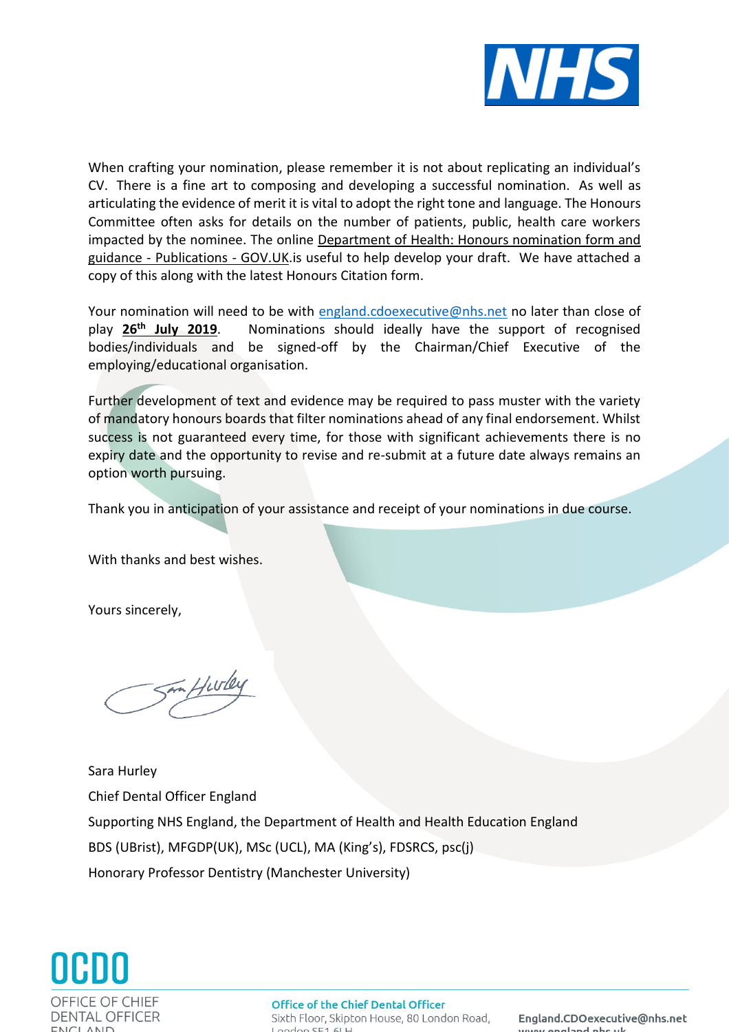When crafting your nomination, please remember it is not about replicating an individual's CV. There is a fine art to composing and developing a successful nomination. As well as articulating the evidence of merit it is vital to adopt the right tone and language. The Honours Committee often asks for details on the number of patients, public, health care workers impacted by the nominee. The online Department of Health: Honours nomination form and guidance - Publications - GOV.UK.is useful to help develop your draft. We have attached a copy of this along with the latest Honours Citation form.

Your nomination will need to be with england.cdoexecutive@nhs.net no later than close of play **26th July 2019**. Nominations should ideally have the support of recognised bodies/individuals and be signed-off by the Chairman/Chief Executive of the employing/educational organisation.

Further development of text and evidence may be required to pass muster with the variety of mandatory honours boards that filter nominations ahead of any final endorsement. Whilst success is not guaranteed every time, for those with significant achievements there is no expiry date and the opportunity to revise and re-submit at a future date always remains an option worth pursuing.

Thank you in anticipation of your assistance and receipt of your nominations in due course.

With thanks and best wishes.

Yours sincerely,

Sara Hurley

Chief Dental Officer England

Supporting NHS England, the Department of Health and Health Education England

BDS (UBrist), MFGDP(UK), MSc (UCL), MA (King's), FDSRCS, psc(j)

Honorary Professor Dentistry (Manchester University)

OCDO
OFFICE OF CHIEF DENTAL OFFICER ENGLAND

Office of the Chief Dental Officer
Sixth Floor, Skipton House, 80 London Road, London SE1 6LH

England.CDOexecutive@nhs.net
www.england.nhs.uk